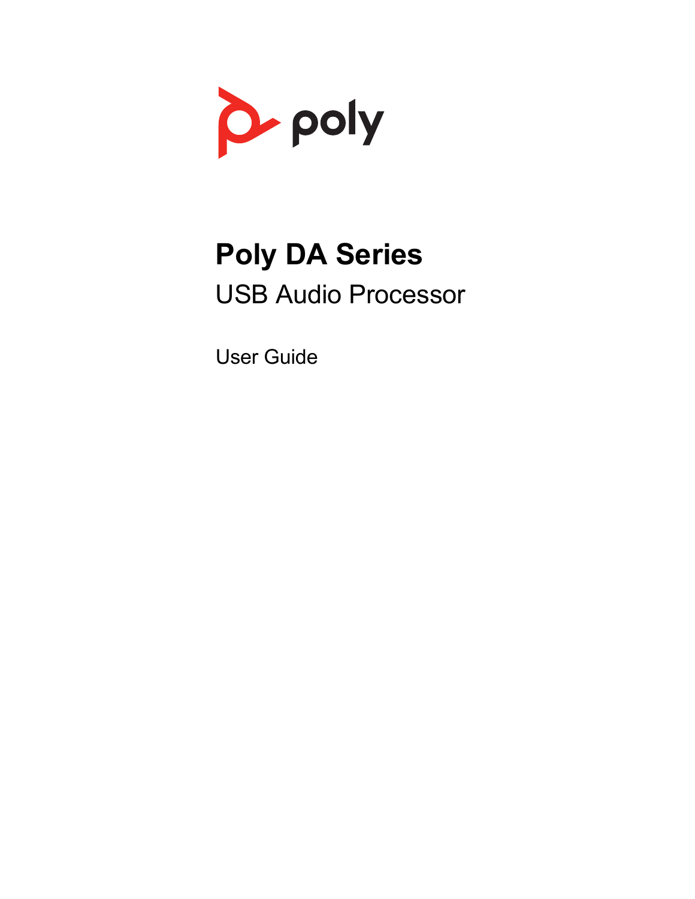poly

# Poly DA Series

## USB Audio Processor

User Guide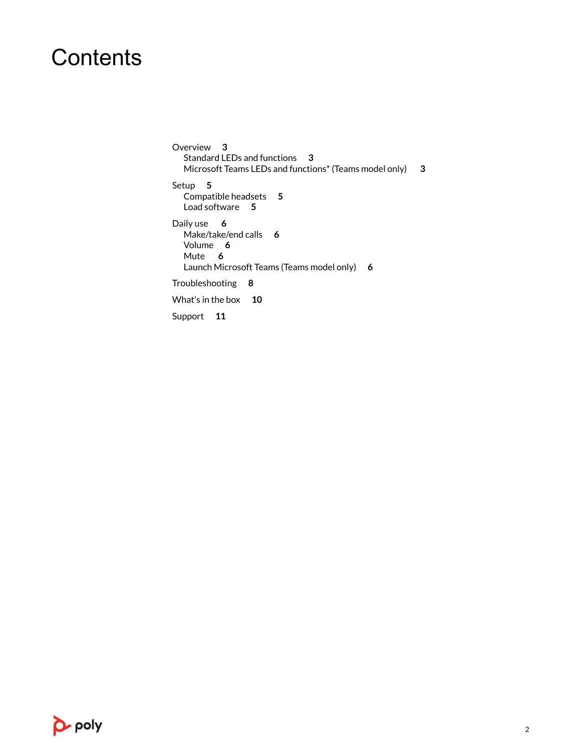# Contents

- Overview 3
  - Standard LEDs and functions 3
  - Microsoft Teams LEDs and functions* (Teams model only) 3
- Setup 5
  - Compatible headsets 5
  - Load software 5
- Daily use 6
  - Make/take/end calls 6
  - Volume 6
  - Mute 6
  - Launch Microsoft Teams (Teams model only) 6
- Troubleshooting 8
- What's in the box 10
- Support 11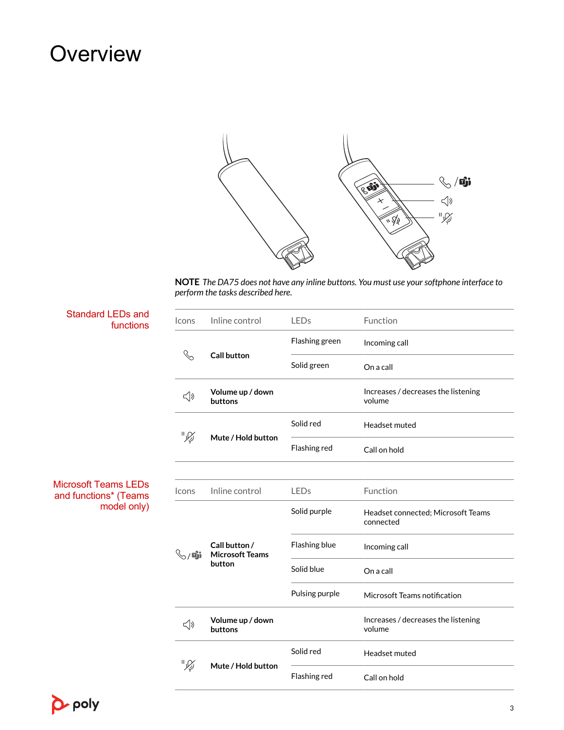# Overview

**NOTE** *The DA75 does not have any inline buttons. You must use your softphone interface to perform the tasks described here.*

## Standard LEDs and functions

| Icons | Inline control | LEDs | Function |
|---|---|---|---|
| | **Call button** | Flashing green | Incoming call |
| | | Solid green | On a call |
| | **Volume up / down buttons** | | Increases / decreases the listening volume |
| | **Mute / Hold button** | Solid red | Headset muted |
| | | Flashing red | Call on hold |

## Microsoft Teams LEDs and functions* (Teams model only)

| Icons | Inline control | LEDs | Function |
|---|---|---|---|
| | **Call button / Microsoft Teams button** | Solid purple | Headset connected; Microsoft Teams connected |
| | | Flashing blue | Incoming call |
| | | Solid blue | On a call |
| | | Pulsing purple | Microsoft Teams notification |
| | **Volume up / down buttons** | | Increases / decreases the listening volume |
| | **Mute / Hold button** | Solid red | Headset muted |
| | | Flashing red | Call on hold |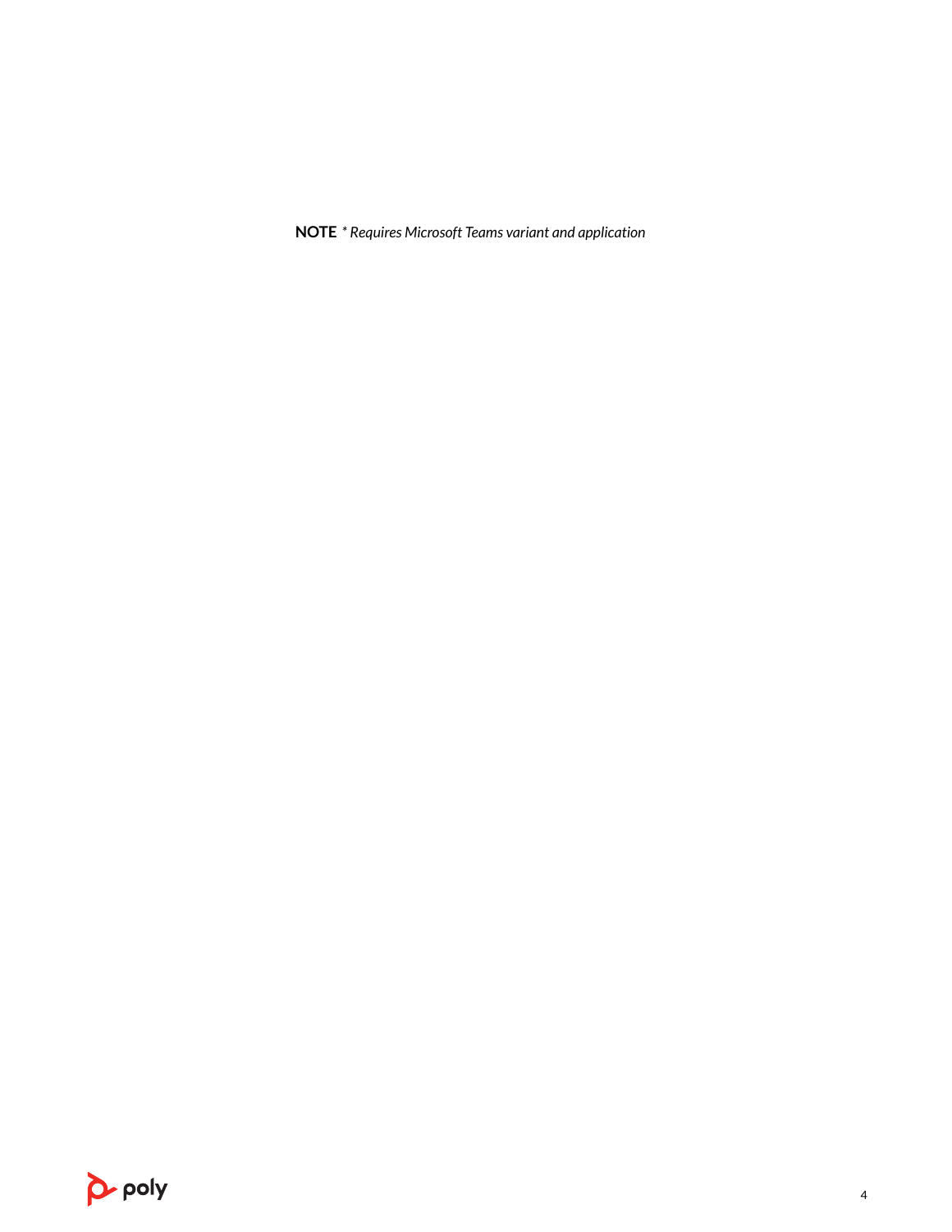**NOTE** *\* Requires Microsoft Teams variant and application*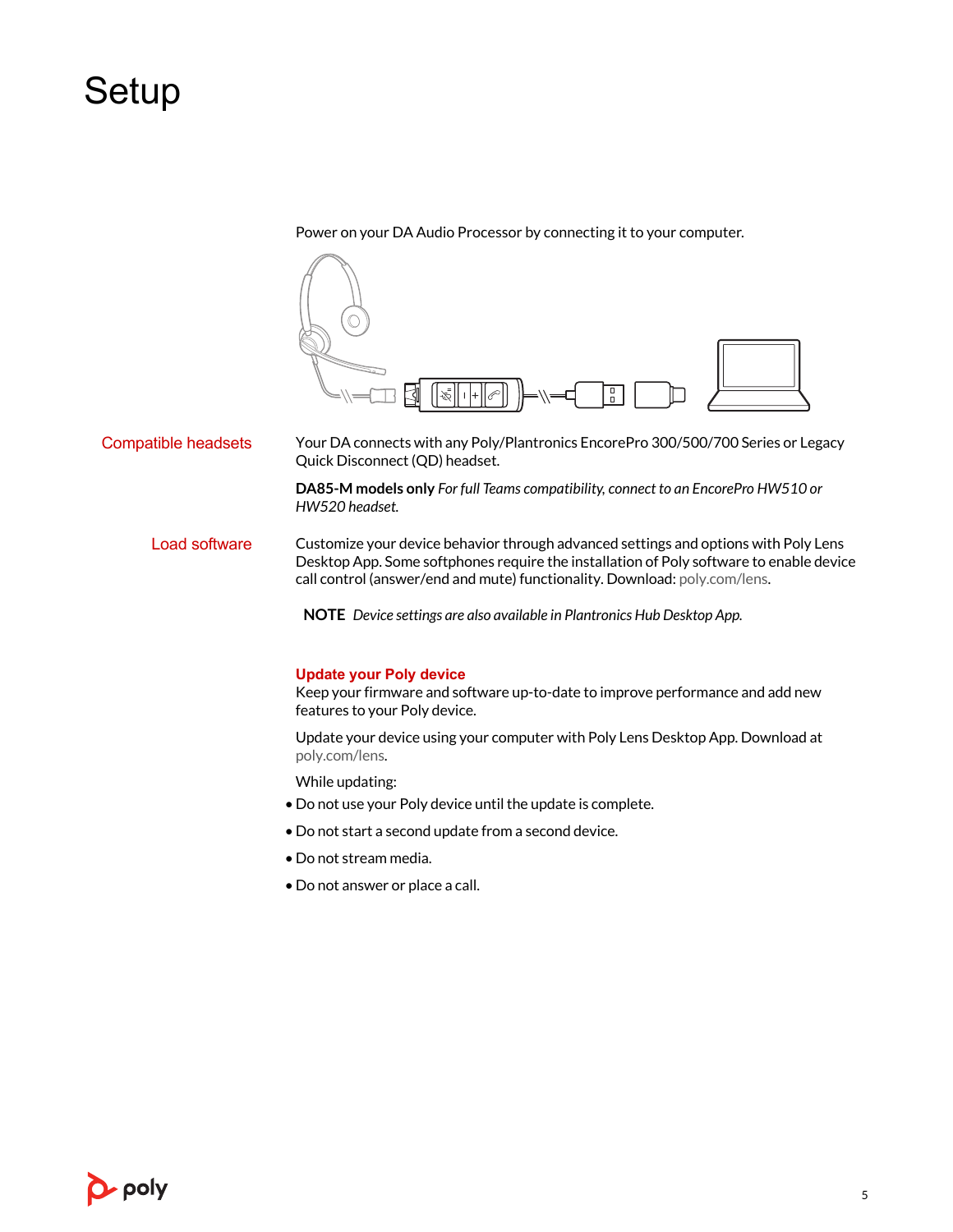# Setup

Power on your DA Audio Processor by connecting it to your computer.

## Compatible headsets

Your DA connects with any Poly/Plantronics EncorePro 300/500/700 Series or Legacy Quick Disconnect (QD) headset.

**DA85-M models only** *For full Teams compatibility, connect to an EncorePro HW510 or HW520 headset.*

## Load software

Customize your device behavior through advanced settings and options with Poly Lens Desktop App. Some softphones require the installation of Poly software to enable device call control (answer/end and mute) functionality. Download: poly.com/lens.

**NOTE** *Device settings are also available in Plantronics Hub Desktop App.*

### Update your Poly device

Keep your firmware and software up-to-date to improve performance and add new features to your Poly device.

Update your device using your computer with Poly Lens Desktop App. Download at poly.com/lens.

While updating:

- Do not use your Poly device until the update is complete.
- Do not start a second update from a second device.
- Do not stream media.
- Do not answer or place a call.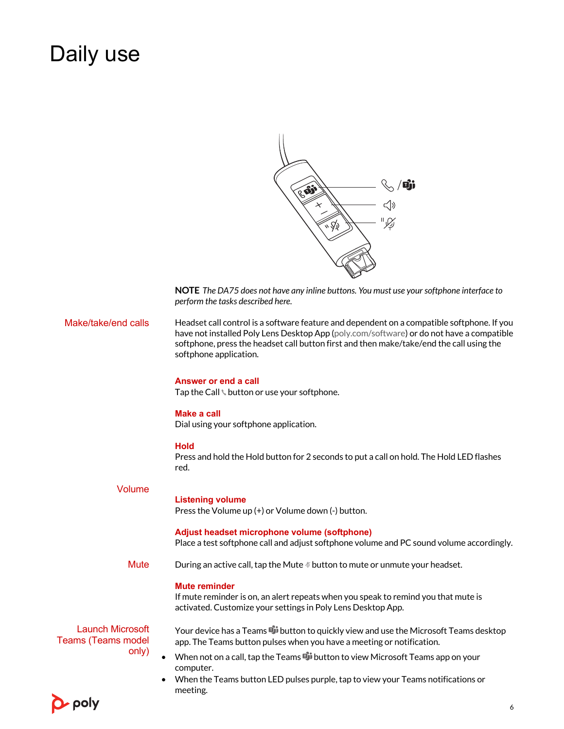# Daily use

**NOTE** *The DA75 does not have any inline buttons. You must use your softphone interface to perform the tasks described here.*

## Make/take/end calls

Headset call control is a software feature and dependent on a compatible softphone. If you have not installed Poly Lens Desktop App (poly.com/software) or do not have a compatible softphone, press the headset call button first and then make/take/end the call using the softphone application.

### Answer or end a call

Tap the Call button or use your softphone.

### Make a call

Dial using your softphone application.

### Hold

Press and hold the Hold button for 2 seconds to put a call on hold. The Hold LED flashes red.

## Volume

### Listening volume

Press the Volume up (+) or Volume down (-) button.

### Adjust headset microphone volume (softphone)

Place a test softphone call and adjust softphone volume and PC sound volume accordingly.

## Mute

During an active call, tap the Mute button to mute or unmute your headset.

### Mute reminder

If mute reminder is on, an alert repeats when you speak to remind you that mute is activated. Customize your settings in Poly Lens Desktop App.

## Launch Microsoft Teams (Teams model only)

Your device has a Teams button to quickly view and use the Microsoft Teams desktop app. The Teams button pulses when you have a meeting or notification.

- When not on a call, tap the Teams button to view Microsoft Teams app on your computer.
- When the Teams button LED pulses purple, tap to view your Teams notifications or meeting.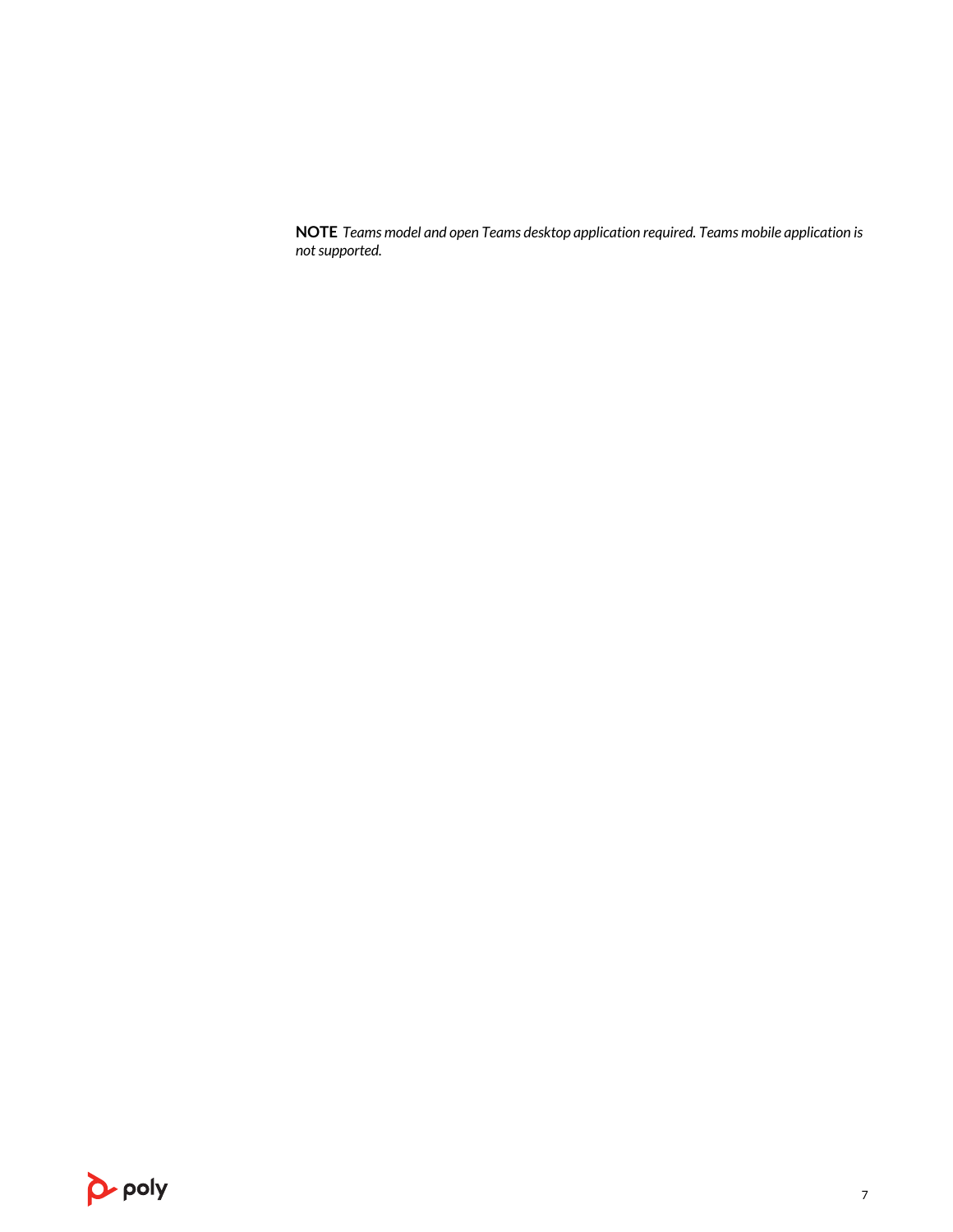**NOTE** *Teams model and open Teams desktop application required. Teams mobile application is not supported.*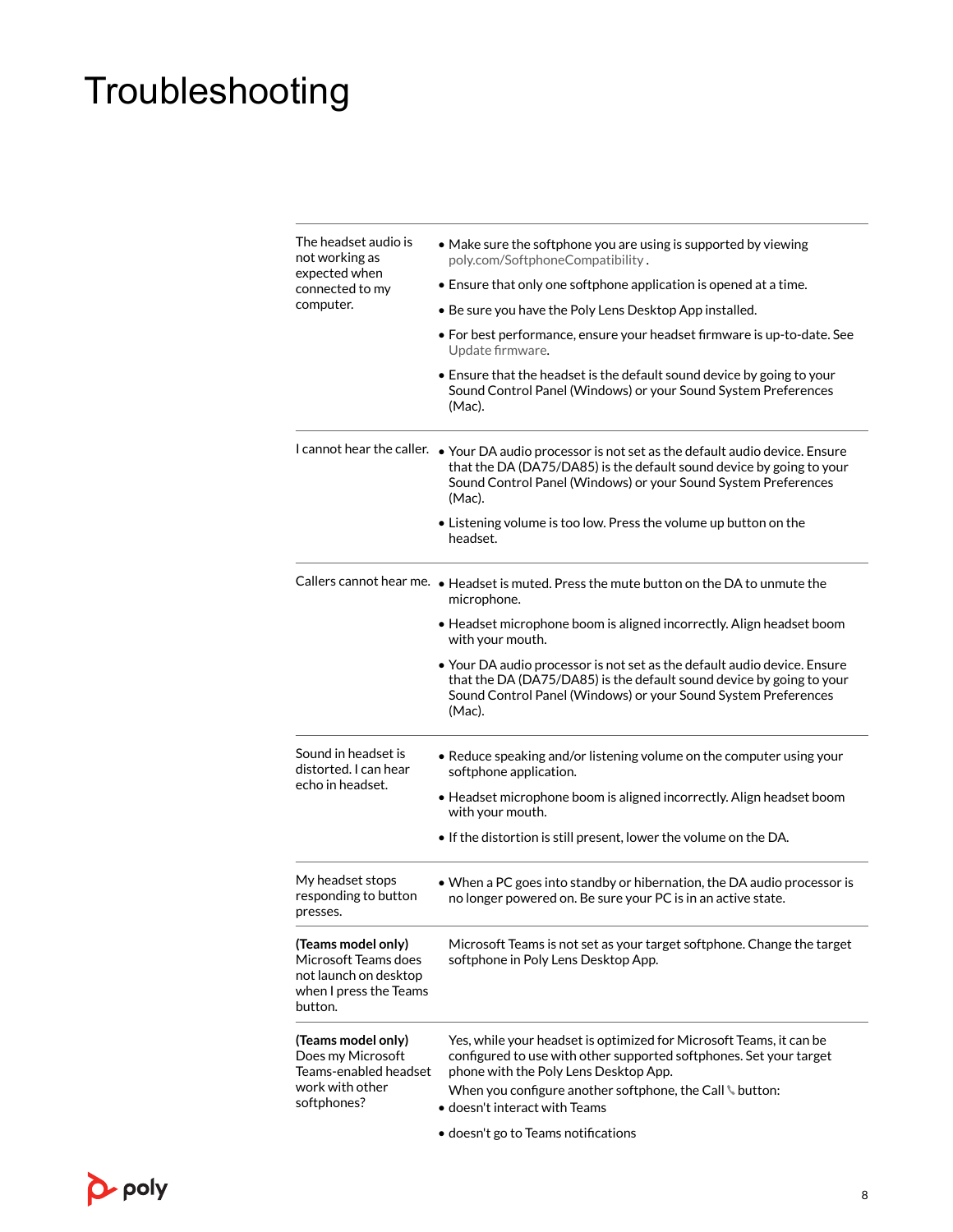# Troubleshooting

| | |
|---|---|
| The headset audio is not working as expected when connected to my computer. | • Make sure the softphone you are using is supported by viewing poly.com/SoftphoneCompatibility .<br>• Ensure that only one softphone application is opened at a time.<br>• Be sure you have the Poly Lens Desktop App installed.<br>• For best performance, ensure your headset firmware is up-to-date. See Update firmware.<br>• Ensure that the headset is the default sound device by going to your Sound Control Panel (Windows) or your Sound System Preferences (Mac). |
| I cannot hear the caller. | • Your DA audio processor is not set as the default audio device. Ensure that the DA (DA75/DA85) is the default sound device by going to your Sound Control Panel (Windows) or your Sound System Preferences (Mac).<br>• Listening volume is too low. Press the volume up button on the headset. |
| Callers cannot hear me. | • Headset is muted. Press the mute button on the DA to unmute the microphone.<br>• Headset microphone boom is aligned incorrectly. Align headset boom with your mouth.<br>• Your DA audio processor is not set as the default audio device. Ensure that the DA (DA75/DA85) is the default sound device by going to your Sound Control Panel (Windows) or your Sound System Preferences (Mac). |
| Sound in headset is distorted. I can hear echo in headset. | • Reduce speaking and/or listening volume on the computer using your softphone application.<br>• Headset microphone boom is aligned incorrectly. Align headset boom with your mouth.<br>• If the distortion is still present, lower the volume on the DA. |
| My headset stops responding to button presses. | • When a PC goes into standby or hibernation, the DA audio processor is no longer powered on. Be sure your PC is in an active state. |
| **(Teams model only)** Microsoft Teams does not launch on desktop when I press the Teams button. | Microsoft Teams is not set as your target softphone. Change the target softphone in Poly Lens Desktop App. |
| **(Teams model only)** Does my Microsoft Teams-enabled headset work with other softphones? | Yes, while your headset is optimized for Microsoft Teams, it can be configured to use with other supported softphones. Set your target phone with the Poly Lens Desktop App.<br>When you configure another softphone, the Call button:<br>• doesn't interact with Teams<br>• doesn't go to Teams notifications |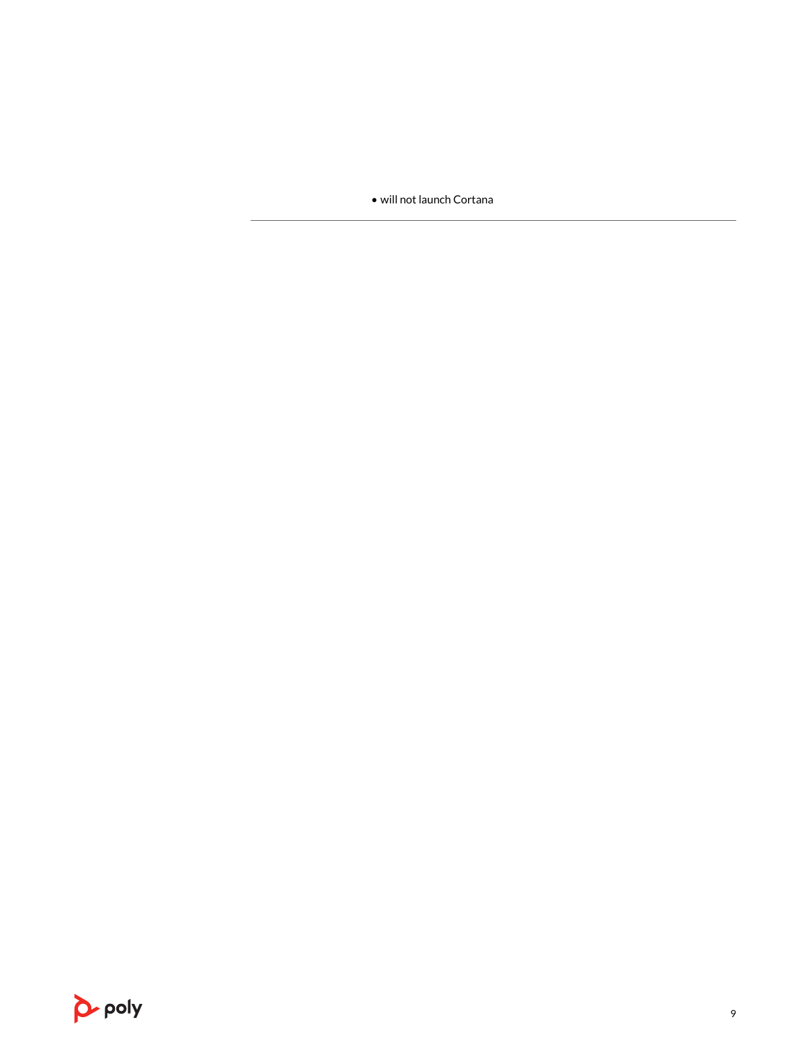- will not launch Cortana

---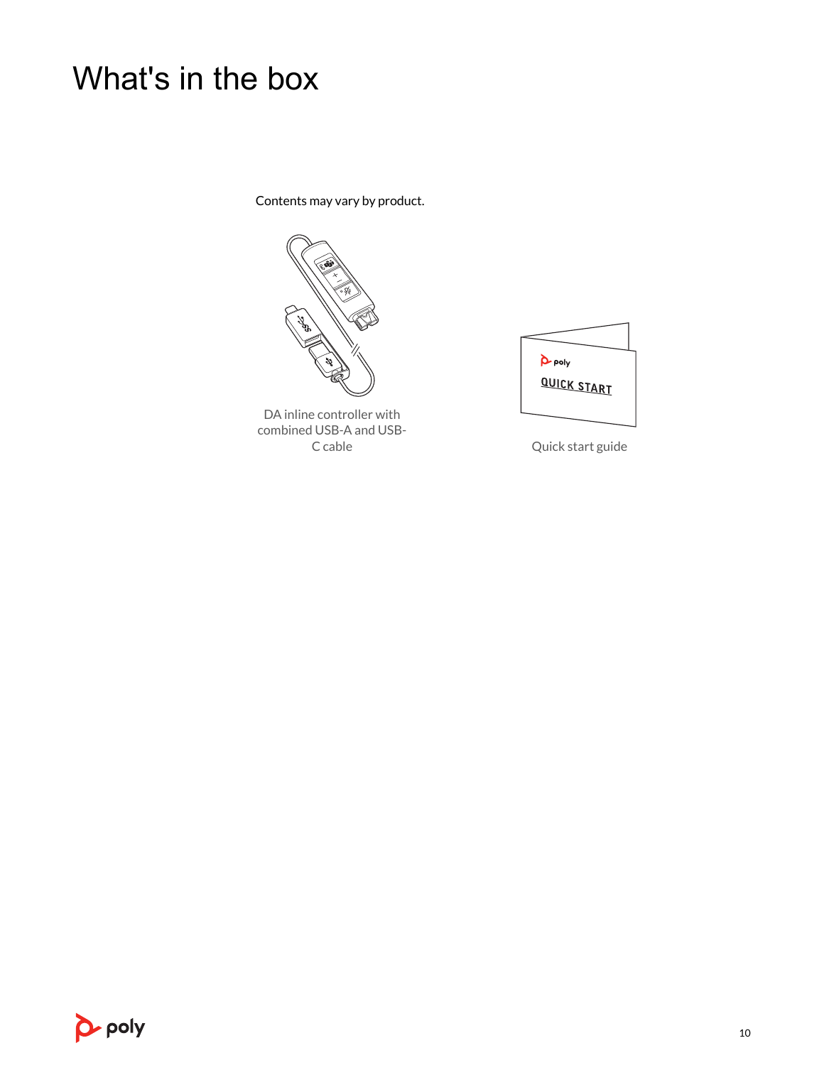# What's in the box

Contents may vary by product.

DA inline controller with combined USB-A and USB-C cable

Quick start guide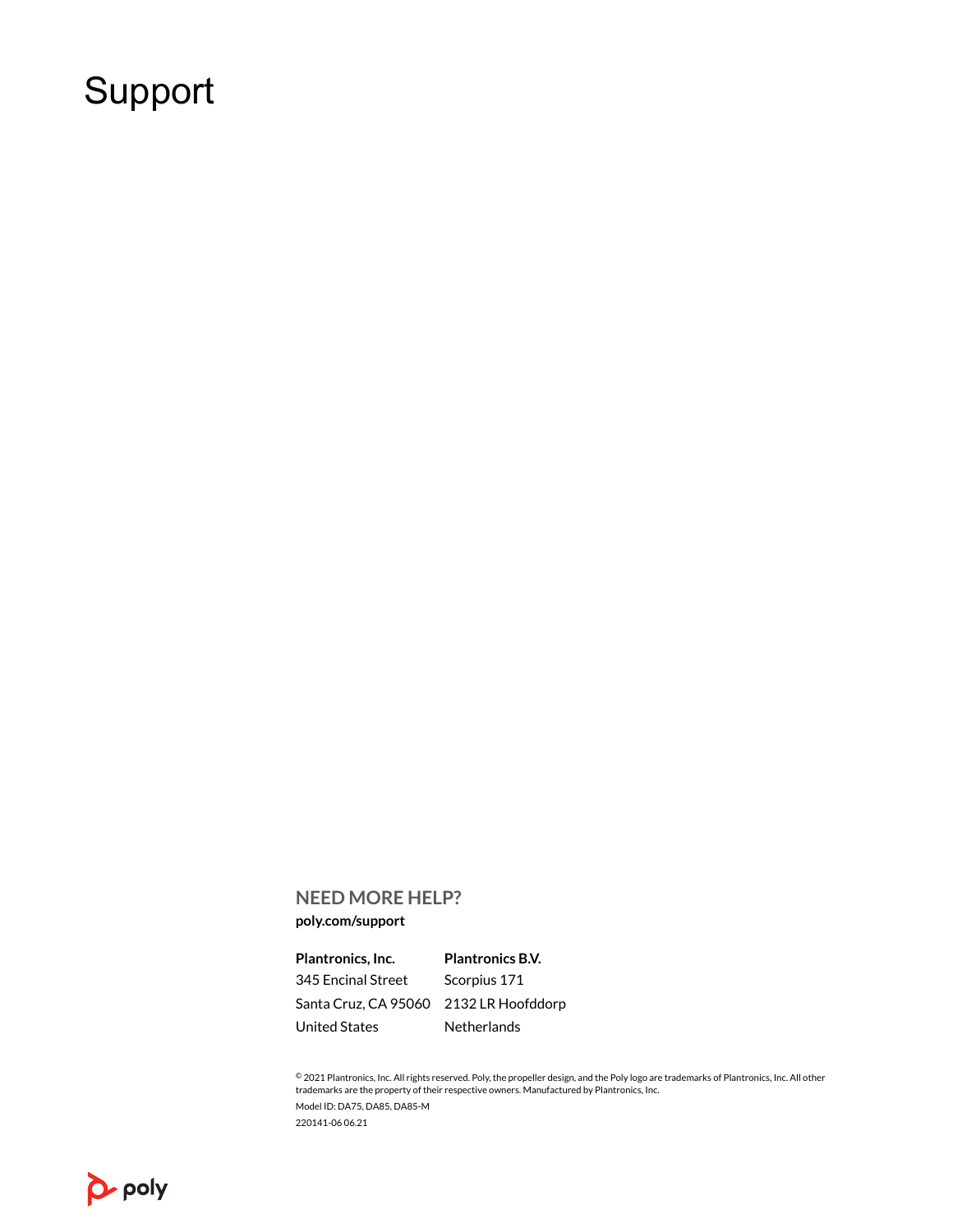# Support

## NEED MORE HELP?

**poly.com/support**

| **Plantronics, Inc.** | **Plantronics B.V.** |
|---|---|
| 345 Encinal Street | Scorpius 171 |
| Santa Cruz, CA 95060 | 2132 LR Hoofddorp |
| United States | Netherlands |

© 2021 Plantronics, Inc. All rights reserved. Poly, the propeller design, and the Poly logo are trademarks of Plantronics, Inc. All other trademarks are the property of their respective owners. Manufactured by Plantronics, Inc.

Model ID: DA75, DA85, DA85-M

220141-06 06.21

poly